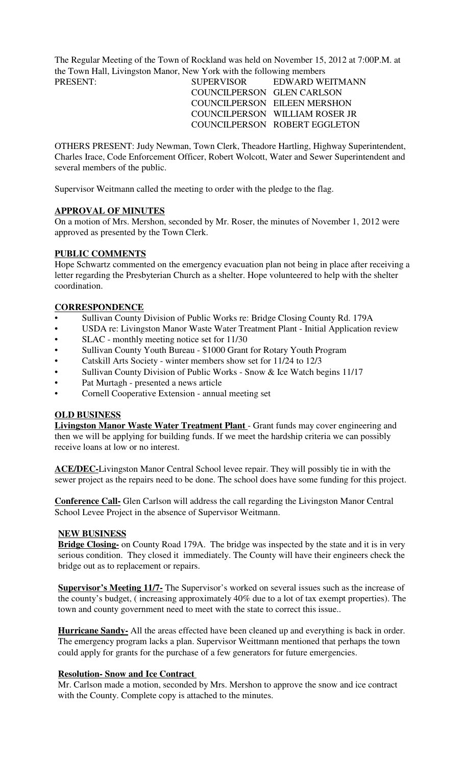The Regular Meeting of the Town of Rockland was held on November 15, 2012 at 7:00P.M. at the Town Hall, Livingston Manor, New York with the following members

PRESENT:

| | | |
|---|---|---|
| | SUPERVISOR | EDWARD WEITMANN |
| | COUNCILPERSON | GLEN CARLSON |
| | COUNCILPERSON | EILEEN MERSHON |
| | COUNCILPERSON | WILLIAM ROSER JR |
| | COUNCILPERSON | ROBERT EGGLETON |

OTHERS PRESENT: Judy Newman, Town Clerk, Theadore Hartling, Highway Superintendent, Charles Irace, Code Enforcement Officer, Robert Wolcott, Water and Sewer Superintendent and several members of the public.

Supervisor Weitmann called the meeting to order with the pledge to the flag.

**APPROVAL OF MINUTES**

On a motion of Mrs. Mershon, seconded by Mr. Roser, the minutes of November 1, 2012 were approved as presented by the Town Clerk.

**PUBLIC COMMENTS**

Hope Schwartz commented on the emergency evacuation plan not being in place after receiving a letter regarding the Presbyterian Church as a shelter. Hope volunteered to help with the shelter coordination.

**CORRESPONDENCE**

- Sullivan County Division of Public Works re: Bridge Closing County Rd. 179A
- USDA re: Livingston Manor Waste Water Treatment Plant - Initial Application review
- SLAC - monthly meeting notice set for 11/30
- Sullivan County Youth Bureau - $1000 Grant for Rotary Youth Program
- Catskill Arts Society - winter members show set for 11/24 to 12/3
- Sullivan County Division of Public Works - Snow & Ice Watch begins 11/17
- Pat Murtagh - presented a news article
- Cornell Cooperative Extension - annual meeting set

**OLD BUSINESS**

**Livingston Manor Waste Water Treatment Plant** - Grant funds may cover engineering and then we will be applying for building funds. If we meet the hardship criteria we can possibly receive loans at low or no interest.

**ACE/DEC-**Livingston Manor Central School levee repair. They will possibly tie in with the sewer project as the repairs need to be done. The school does have some funding for this project.

**Conference Call-** Glen Carlson will address the call regarding the Livingston Manor Central School Levee Project in the absence of Supervisor Weitmann.

**NEW BUSINESS**

**Bridge Closing-** on County Road 179A. The bridge was inspected by the state and it is in very serious condition. They closed it immediately. The County will have their engineers check the bridge out as to replacement or repairs.

**Supervisor's Meeting 11/7-** The Supervisor's worked on several issues such as the increase of the county's budget, ( increasing approximately 40% due to a lot of tax exempt properties). The town and county government need to meet with the state to correct this issue..

**Hurricane Sandy-** All the areas effected have been cleaned up and everything is back in order. The emergency program lacks a plan. Supervisor Weittmann mentioned that perhaps the town could apply for grants for the purchase of a few generators for future emergencies.

**Resolution- Snow and Ice Contract**

Mr. Carlson made a motion, seconded by Mrs. Mershon to approve the snow and ice contract with the County. Complete copy is attached to the minutes.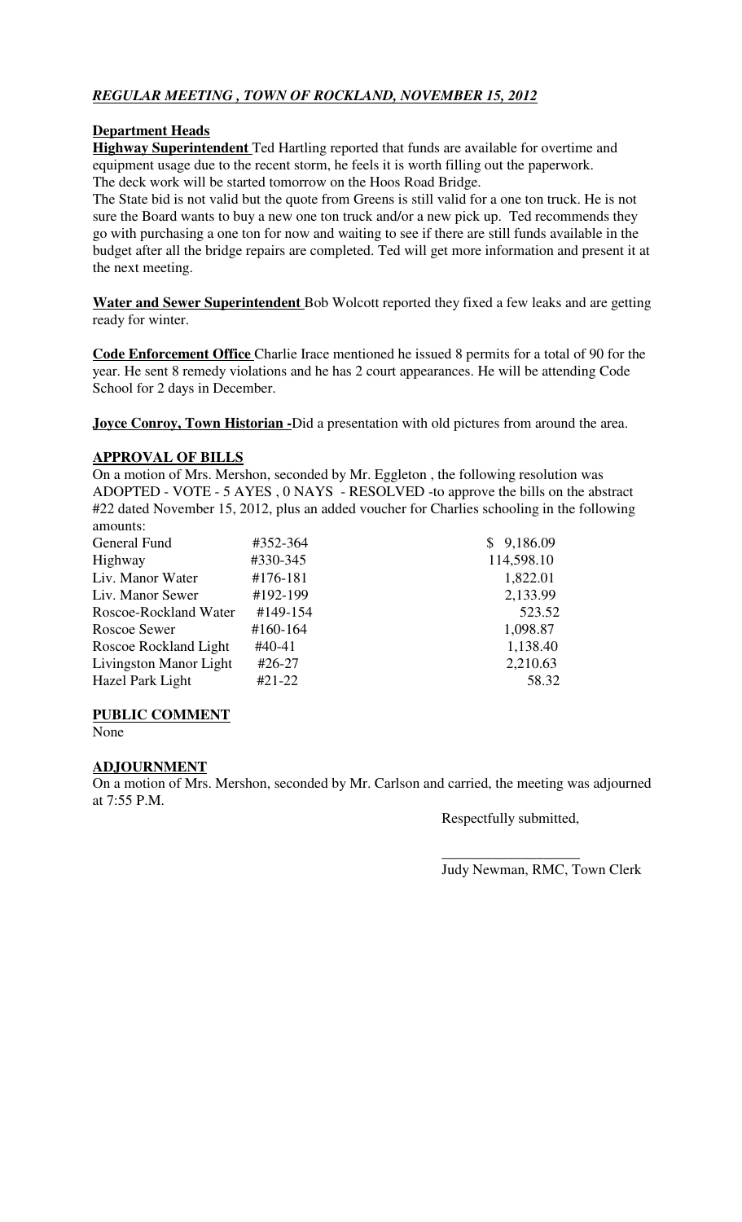***REGULAR MEETING , TOWN OF ROCKLAND, NOVEMBER 15, 2012***

**Department Heads**

**Highway Superintendent** Ted Hartling reported that funds are available for overtime and equipment usage due to the recent storm, he feels it is worth filling out the paperwork.
The deck work will be started tomorrow on the Hoos Road Bridge.
The State bid is not valid but the quote from Greens is still valid for a one ton truck. He is not sure the Board wants to buy a new one ton truck and/or a new pick up. Ted recommends they go with purchasing a one ton for now and waiting to see if there are still funds available in the budget after all the bridge repairs are completed. Ted will get more information and present it at the next meeting.

**Water and Sewer Superintendent** Bob Wolcott reported they fixed a few leaks and are getting ready for winter.

**Code Enforcement Office** Charlie Irace mentioned he issued 8 permits for a total of 90 for the year. He sent 8 remedy violations and he has 2 court appearances. He will be attending Code School for 2 days in December.

**Joyce Conroy, Town Historian -**Did a presentation with old pictures from around the area.

**APPROVAL OF BILLS**

On a motion of Mrs. Mershon, seconded by Mr. Eggleton , the following resolution was ADOPTED - VOTE - 5 AYES , 0 NAYS - RESOLVED -to approve the bills on the abstract #22 dated November 15, 2012, plus an added voucher for Charlies schooling in the following amounts:

| | | |
|---|---|---|
| General Fund | #352-364 | $ 9,186.09 |
| Highway | #330-345 | 114,598.10 |
| Liv. Manor Water | #176-181 | 1,822.01 |
| Liv. Manor Sewer | #192-199 | 2,133.99 |
| Roscoe-Rockland Water | #149-154 | 523.52 |
| Roscoe Sewer | #160-164 | 1,098.87 |
| Roscoe Rockland Light | #40-41 | 1,138.40 |
| Livingston Manor Light | #26-27 | 2,210.63 |
| Hazel Park Light | #21-22 | 58.32 |

**PUBLIC COMMENT**

None

**ADJOURNMENT**

On a motion of Mrs. Mershon, seconded by Mr. Carlson and carried, the meeting was adjourned at 7:55 P.M.

Respectfully submitted,

___________________
Judy Newman, RMC, Town Clerk